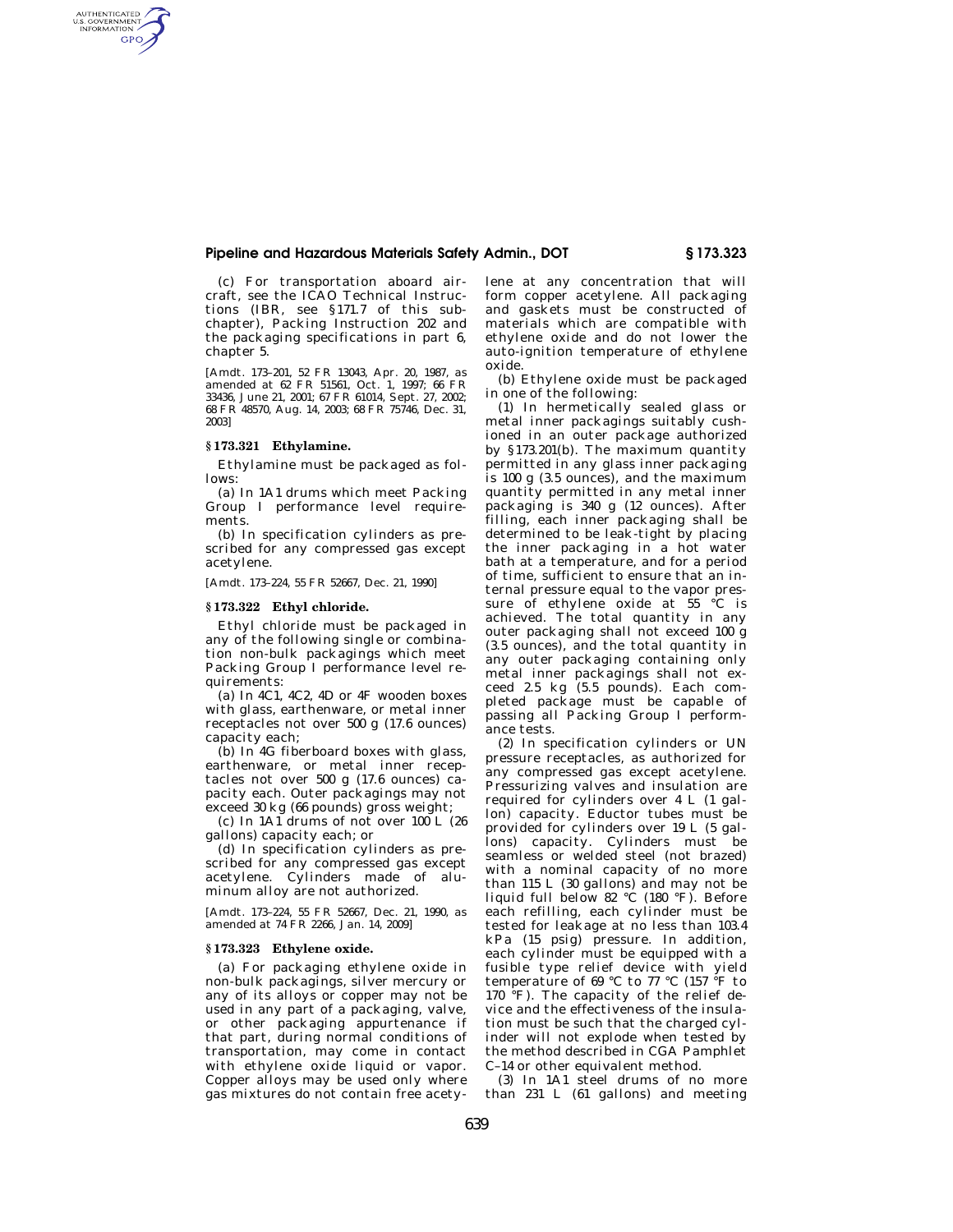(c) For transportation aboard aircraft, see the ICAO Technical Instructions (IBR, see §171.7 of this subchapter), Packing Instruction 202 and the packaging specifications in part 6, chapter 5.

[Amdt. 173–201, 52 FR 13043, Apr. 20, 1987, as amended at 62 FR 51561, Oct. 1, 1997; 66 FR 33436, June 21, 2001; 67 FR 61014, Sept. 27, 2002; 68 FR 48570, Aug. 14, 2003; 68 FR 75746, Dec. 31, 2003]

### § 173.321 Ethylamine.

Ethylamine must be packaged as follows:

(a) In 1A1 drums which meet Packing Group I performance level requirements.

(b) In specification cylinders as prescribed for any compressed gas except acetylene.

[Amdt. 173–224, 55 FR 52667, Dec. 21, 1990]

### § 173.322 Ethyl chloride.

Ethyl chloride must be packaged in any of the following single or combination non-bulk packagings which meet Packing Group I performance level requirements:

(a) In 4C1, 4C2, 4D or 4F wooden boxes with glass, earthenware, or metal inner receptacles not over 500 g (17.6 ounces) capacity each;

(b) In 4G fiberboard boxes with glass, earthenware, or metal inner receptacles not over 500 g (17.6 ounces) capacity each. Outer packagings may not exceed 30 kg (66 pounds) gross weight;

(c) In 1A1 drums of not over 100 L (26 gallons) capacity each; or

(d) In specification cylinders as prescribed for any compressed gas except acetylene. Cylinders made of aluminum alloy are not authorized.

[Amdt. 173–224, 55 FR 52667, Dec. 21, 1990, as amended at 74 FR 2266, Jan. 14, 2009]

### § 173.323 Ethylene oxide.

(a) For packaging ethylene oxide in non-bulk packagings, silver mercury or any of its alloys or copper may not be used in any part of a packaging, valve, or other packaging appurtenance if that part, during normal conditions of transportation, may come in contact with ethylene oxide liquid or vapor. Copper alloys may be used only where gas mixtures do not contain free acetylene at any concentration that will form copper acetylene. All packaging and gaskets must be constructed of materials which are compatible with ethylene oxide and do not lower the auto-ignition temperature of ethylene oxide.

(b) Ethylene oxide must be packaged in one of the following:

(1) In hermetically sealed glass or metal inner packagings suitably cushioned in an outer package authorized by §173.201(b). The maximum quantity permitted in any glass inner packaging is 100 g (3.5 ounces), and the maximum quantity permitted in any metal inner packaging is 340 g (12 ounces). After filling, each inner packaging shall be determined to be leak-tight by placing the inner packaging in a hot water bath at a temperature, and for a period of time, sufficient to ensure that an internal pressure equal to the vapor pressure of ethylene oxide at 55 °C is achieved. The total quantity in any outer packaging shall not exceed 100 g (3.5 ounces), and the total quantity in any outer packaging containing only metal inner packagings shall not exceed 2.5 kg (5.5 pounds). Each completed package must be capable of passing all Packing Group I performance tests.

(2) In specification cylinders or UN pressure receptacles, as authorized for any compressed gas except acetylene. Pressurizing valves and insulation are required for cylinders over 4 L (1 gallon) capacity. Eductor tubes must be provided for cylinders over 19 L (5 gallons) capacity. Cylinders must be seamless or welded steel (not brazed) with a nominal capacity of no more than 115 L (30 gallons) and may not be liquid full below 82 °C (180 °F). Before each refilling, each cylinder must be tested for leakage at no less than 103.4 kPa (15 psig) pressure. In addition, each cylinder must be equipped with a fusible type relief device with yield temperature of 69 °C to 77 °C (157 °F to 170 °F). The capacity of the relief device and the effectiveness of the insulation must be such that the charged cylinder will not explode when tested by the method described in CGA Pamphlet C–14 or other equivalent method.

(3) In 1A1 steel drums of no more than 231 L (61 gallons) and meeting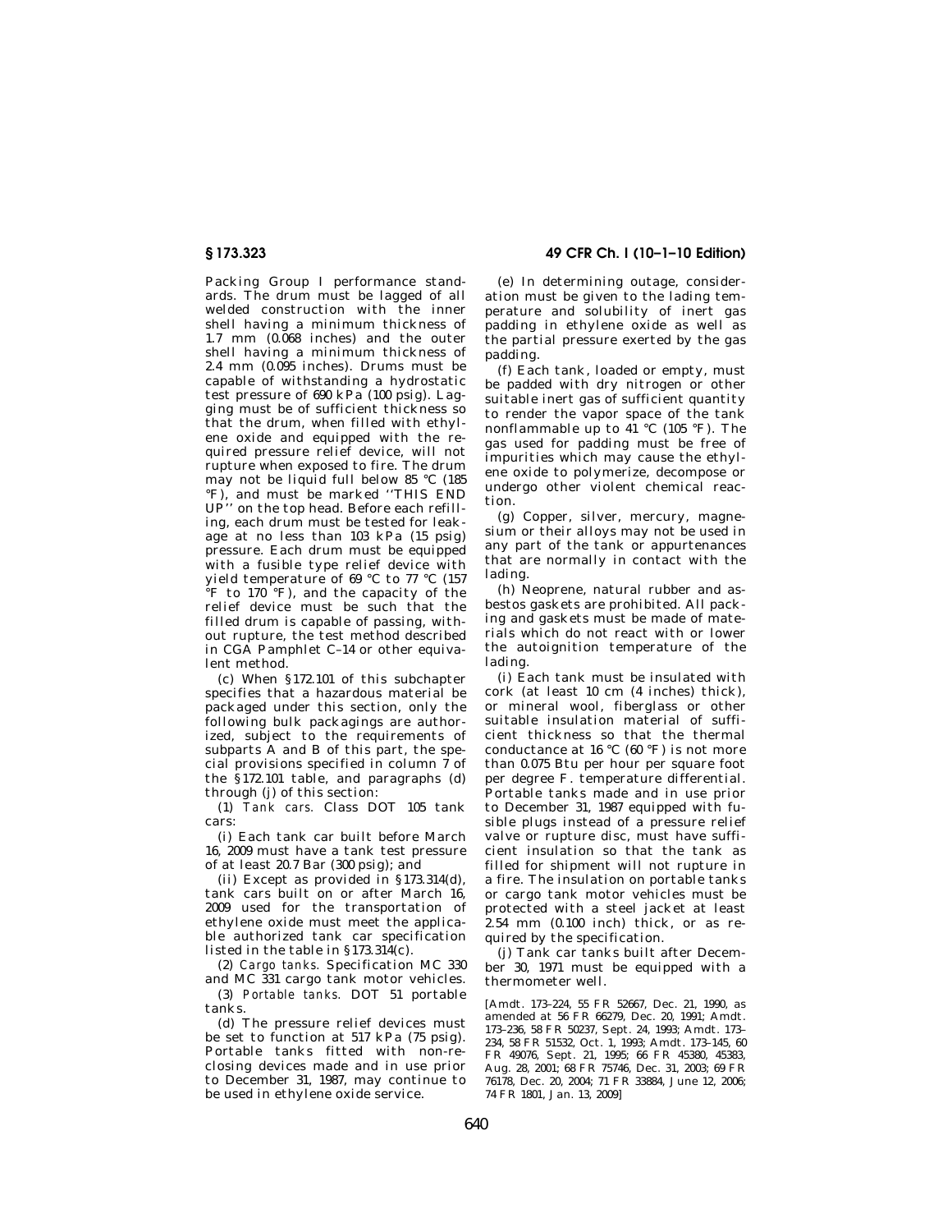Packing Group I performance standards. The drum must be lagged of all welded construction with the inner shell having a minimum thickness of 1.7 mm (0.068 inches) and the outer shell having a minimum thickness of 2.4 mm (0.095 inches). Drums must be capable of withstanding a hydrostatic test pressure of 690 kPa (100 psig). Lagging must be of sufficient thickness so that the drum, when filled with ethylene oxide and equipped with the required pressure relief device, will not rupture when exposed to fire. The drum may not be liquid full below 85 °C (185 °F), and must be marked ''THIS END UP'' on the top head. Before each refilling, each drum must be tested for leakage at no less than 103 kPa (15 psig) pressure. Each drum must be equipped with a fusible type relief device with yield temperature of 69 °C to 77 °C (157 °F to 170 °F), and the capacity of the relief device must be such that the filled drum is capable of passing, without rupture, the test method described in CGA Pamphlet C–14 or other equivalent method.

(c) When §172.101 of this subchapter specifies that a hazardous material be packaged under this section, only the following bulk packagings are authorized, subject to the requirements of subparts A and B of this part, the special provisions specified in column 7 of the §172.101 table, and paragraphs (d) through (j) of this section:

(1) *Tank cars.* Class DOT 105 tank cars:

(i) Each tank car built before March 16, 2009 must have a tank test pressure of at least 20.7 Bar (300 psig); and

(ii) Except as provided in §173.314(d), tank cars built on or after March 16, 2009 used for the transportation of ethylene oxide must meet the applicable authorized tank car specification listed in the table in §173.314(c).

(2) *Cargo tanks.* Specification MC 330 and MC 331 cargo tank motor vehicles.

(3) *Portable tanks.* DOT 51 portable tanks.

(d) The pressure relief devices must be set to function at 517 kPa (75 psig). Portable tanks fitted with non-reclosing devices made and in use prior to December 31, 1987, may continue to be used in ethylene oxide service.

(e) In determining outage, consideration must be given to the lading temperature and solubility of inert gas padding in ethylene oxide as well as the partial pressure exerted by the gas padding.

(f) Each tank, loaded or empty, must be padded with dry nitrogen or other suitable inert gas of sufficient quantity to render the vapor space of the tank nonflammable up to 41 °C (105 °F). The gas used for padding must be free of impurities which may cause the ethylene oxide to polymerize, decompose or undergo other violent chemical reaction.

(g) Copper, silver, mercury, magnesium or their alloys may not be used in any part of the tank or appurtenances that are normally in contact with the lading.

(h) Neoprene, natural rubber and asbestos gaskets are prohibited. All packing and gaskets must be made of materials which do not react with or lower the autoignition temperature of the lading.

(i) Each tank must be insulated with cork (at least 10 cm (4 inches) thick), or mineral wool, fiberglass or other suitable insulation material of sufficient thickness so that the thermal conductance at 16 °C (60 °F) is not more than 0.075 Btu per hour per square foot per degree F. temperature differential. Portable tanks made and in use prior to December 31, 1987 equipped with fusible plugs instead of a pressure relief valve or rupture disc, must have sufficient insulation so that the tank as filled for shipment will not rupture in a fire. The insulation on portable tanks or cargo tank motor vehicles must be protected with a steel jacket at least 2.54 mm (0.100 inch) thick, or as required by the specification.

(j) Tank car tanks built after December 30, 1971 must be equipped with a thermometer well.

[Amdt. 173–224, 55 FR 52667, Dec. 21, 1990, as amended at 56 FR 66279, Dec. 20, 1991; Amdt. 173–236, 58 FR 50237, Sept. 24, 1993; Amdt. 173–234, 58 FR 51532, Oct. 1, 1993; Amdt. 173–145, 60 FR 49076, Sept. 21, 1995; 66 FR 45380, 45383, Aug. 28, 2001; 68 FR 75746, Dec. 31, 2003; 69 FR 76178, Dec. 20, 2004; 71 FR 33884, June 12, 2006; 74 FR 1801, Jan. 13, 2009]